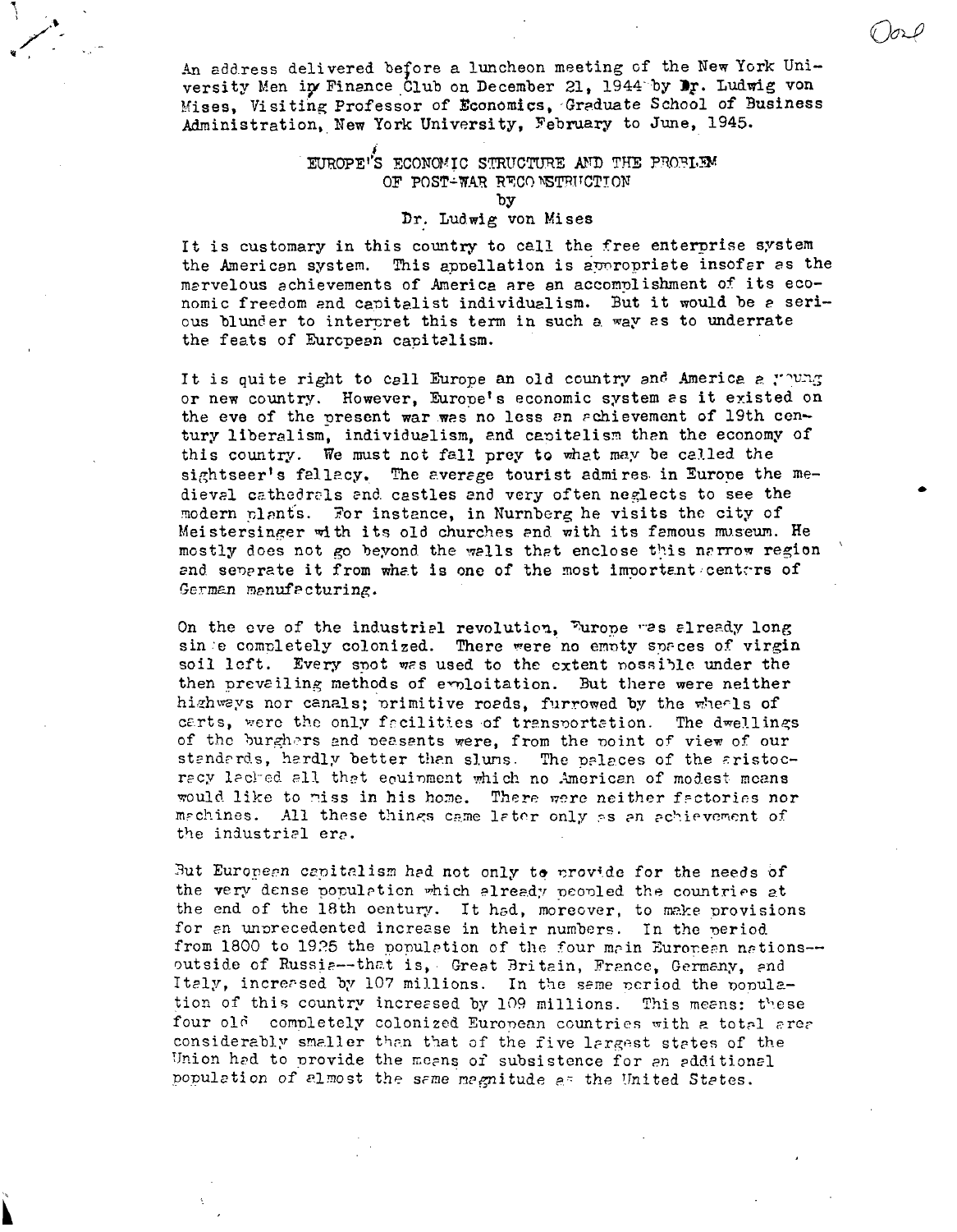An address delivered before a luncheon meeting of the New York University Men in Finance Club on December 21, 1944 by Dr. Ludwig von Mises, Visiting Professor of Economics, Graduate School of Business Administration, New York University, February to June, 1945.

# EUROPE'S ECONOMIC STRUCTURE AND THE PROBLEM OF POST-WAR RECONSTRUCTION

by

Dr. Ludwig von Mises

It is customary in this country to call the free enterprise system the American system. This appellation is appropriate insofar as the marvelous achievements of America are an accomplishment of its economic freedom and capitalist individualism. But it would be a serious blunder to interpret this term in such a way as to underrate the feats of European capitalism.

It is quite right to call Europe an old country and America a young or new country. However, Europe's economic system as it existed on the eve of the present war was no less an achievement of 19th century liberalism, individualism, and capitalism than the economy of this country. We must not fall prey to what may be called the sightseer's fallacy. The average tourist admires in Europe the medieval cathedrals and castles and very often neglects to see the modern plants. For instance, in Nurnberg he visits the city of Meistersinger with its old churches and with its famous museum. He mostly does not go beyond the walls that enclose this narrow region and separate it from what is one of the most important centers of German manufacturing.

On the eve of the industrial revolution, Europe was already long since completely colonized. There were no empty spaces of virgin soil left. Every spot was used to the extent possible under the then prevailing methods of exploitation. But there were neither highways nor canals; primitive roads, furrowed by the wheels of carts, were the only facilities of transportation. The dwellings of the burghers and peasants were, from the point of view of our standards, hardly better than slums. The palaces of the aristocracy lacked all that equipment which no American of modest means would like to miss in his home. There were neither factories nor machines. All these things came later only as an achievement of the industrial era.

But European capitalism had not only to provide for the needs of the very dense population which already peopled the countries at the end of the 18th century. It had, moreover, to make provisions for an unprecedented increase in their numbers. In the period from 1800 to 1925 the population of the four main European nations--outside of Russia--that is, Great Britain, France, Germany, and Italy, increased by 107 millions. In the same period the population of this country increased by 109 millions. This means: these four old completely colonized European countries with a total area considerably smaller than that of the five largest states of the Union had to provide the means of subsistence for an additional population of almost the same magnitude as the United States.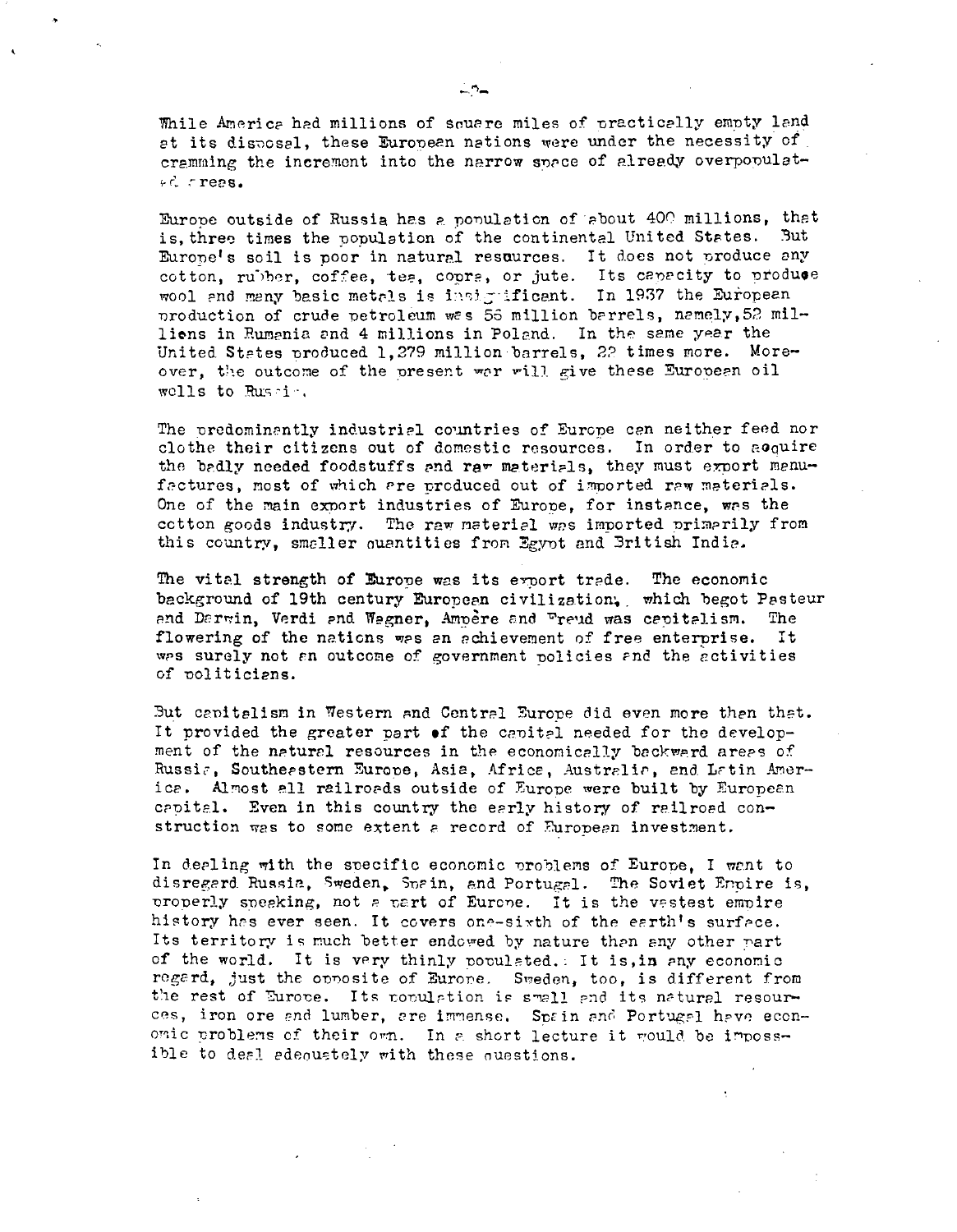While America had millions of square miles of practically empty land at its disposal, these European nations were under the necessity of cramming the increment into the narrow space of already overpopulated areas.

Europe outside of Russia has a population of about 400 millions, that is, three times the population of the continental United States. But Europe's soil is poor in natural resources. It does not produce any cotton, rubber, coffee, tea, copra, or jute. Its capacity to produce wool and many basic metals is insignificant. In 1937 the European production of crude petroleum was 56 million barrels, namely, 52 millions in Rumania and 4 millions in Poland. In the same year the United States produced 1,279 million barrels, 22 times more. Moreover, the outcome of the present war will give these European oil wells to Russia.

The predominantly industrial countries of Europe can neither feed nor clothe their citizens out of domestic resources. In order to acquire the badly needed foodstuffs and raw materials, they must export manufactures, most of which are produced out of imported raw materials. One of the main export industries of Europe, for instance, was the cotton goods industry. The raw material was imported primarily from this country, smaller quantities from Egypt and British India.

The vital strength of Europe was its export trade. The economic background of 19th century European civilization, which begot Pasteur and Darwin, Verdi and Wagner, Ampère and Freud was capitalism. The flowering of the nations was an achievement of free enterprise. It was surely not an outcome of government policies and the activities of politicians.

But capitalism in Western and Central Europe did even more than that. It provided the greater part of the capital needed for the development of the natural resources in the economically backward areas of Russia, Southeastern Europe, Asia, Africa, Australia, and Latin America. Almost all railroads outside of Europe were built by European capital. Even in this country the early history of railroad construction was to some extent a record of European investment.

In dealing with the specific economic problems of Europe, I want to disregard Russia, Sweden, Spain, and Portugal. The Soviet Empire is, properly speaking, not a part of Europe. It is the vastest empire history has ever seen. It covers one-sixth of the earth's surface. Its territory is much better endowed by nature than any other part of the world. It is very thinly populated. It is, in any economic regard, just the opposite of Europe. Sweden, too, is different from the rest of Europe. Its population is small and its natural resources, iron ore and lumber, are immense. Spain and Portugal have economic problems of their own. In a short lecture it would be impossible to deal adequately with these questions.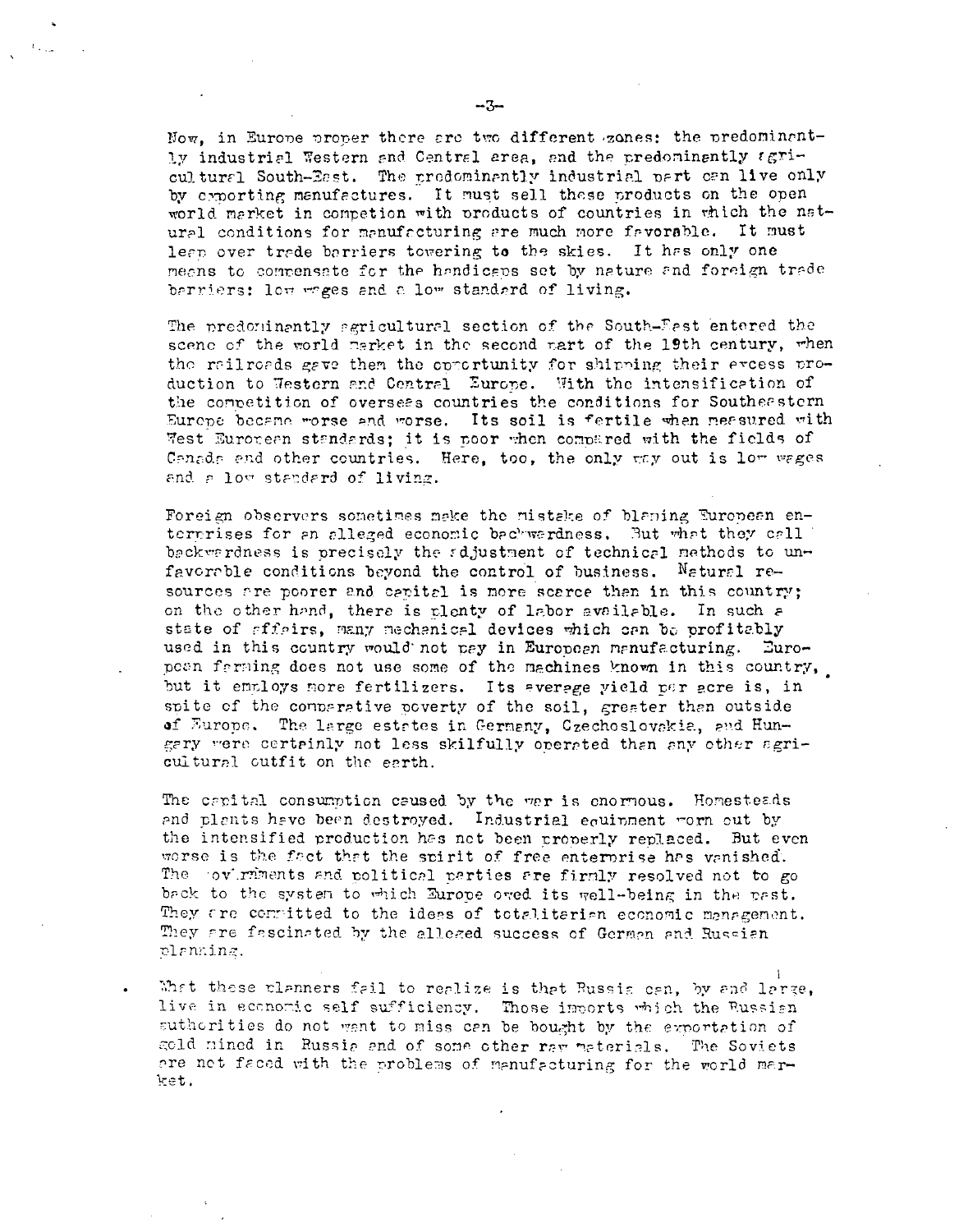Now, in Europe proper there are two different zones: the predominantly industrial Western and Central area, and the predominantly agricultural South-East. The predominantly industrial part can live only by exporting manufactures. It must sell these products on the open world market in competion with products of countries in which the natural conditions for manufacturing are much more favorable. It must leap over trade barriers towering to the skies. It has only one means to compensate for the handicaps set by nature and foreign trade barriers: low wages and a low standard of living.

The predominantly agricultural section of the South-East entered the scene of the world market in the second part of the 19th century, when the railroads gave them the opportunity for shipping their excess production to Western and Central Europe. With the intensification of the competition of overseas countries the conditions for Southeastern Europe became worse and worse. Its soil is fertile when measured with West European standards; it is poor when compared with the fields of Canada and other countries. Here, too, the only way out is low wages and a low standard of living.

Foreign observers sometimes make the mistake of blaming European enterprises for an alleged economic backwardness. But what they call backwardness is precisely the adjustment of technical methods to unfavorable conditions beyond the control of business. Natural resources are poorer and capital is more scarce than in this country; on the other hand, there is plenty of labor available. In such a state of affairs, many mechanical devices which can be profitably used in this country would not pay in European manufacturing. European farming does not use some of the machines known in this country, but it employs more fertilizers. Its average yield per acre is, in spite of the comparative poverty of the soil, greater than outside of Europe. The large estates in Germany, Czechoslovakia, and Hungary were certainly not less skilfully operated than any other agricultural outfit on the earth.

The capital consumption caused by the war is enormous. Homesteads and plants have been destroyed. Industrial equipment worn out by the intensified production has not been properly replaced. But even worse is the fact that the spirit of free enterprise has vanished. The governments and political parties are firmly resolved not to go back to the system to which Europe owed its well-being in the past. They are committed to the ideas of totalitarian economic management. They are fascinated by the alleged success of German and Russian planning.

What these planners fail to realize is that Russia can, by and large, live in economic self sufficiency. Those imports which the Russian authorities do not want to miss can be bought by the exportation of gold mined in Russia and of some other raw materials. The Soviets are not faced with the problems of manufacturing for the world market.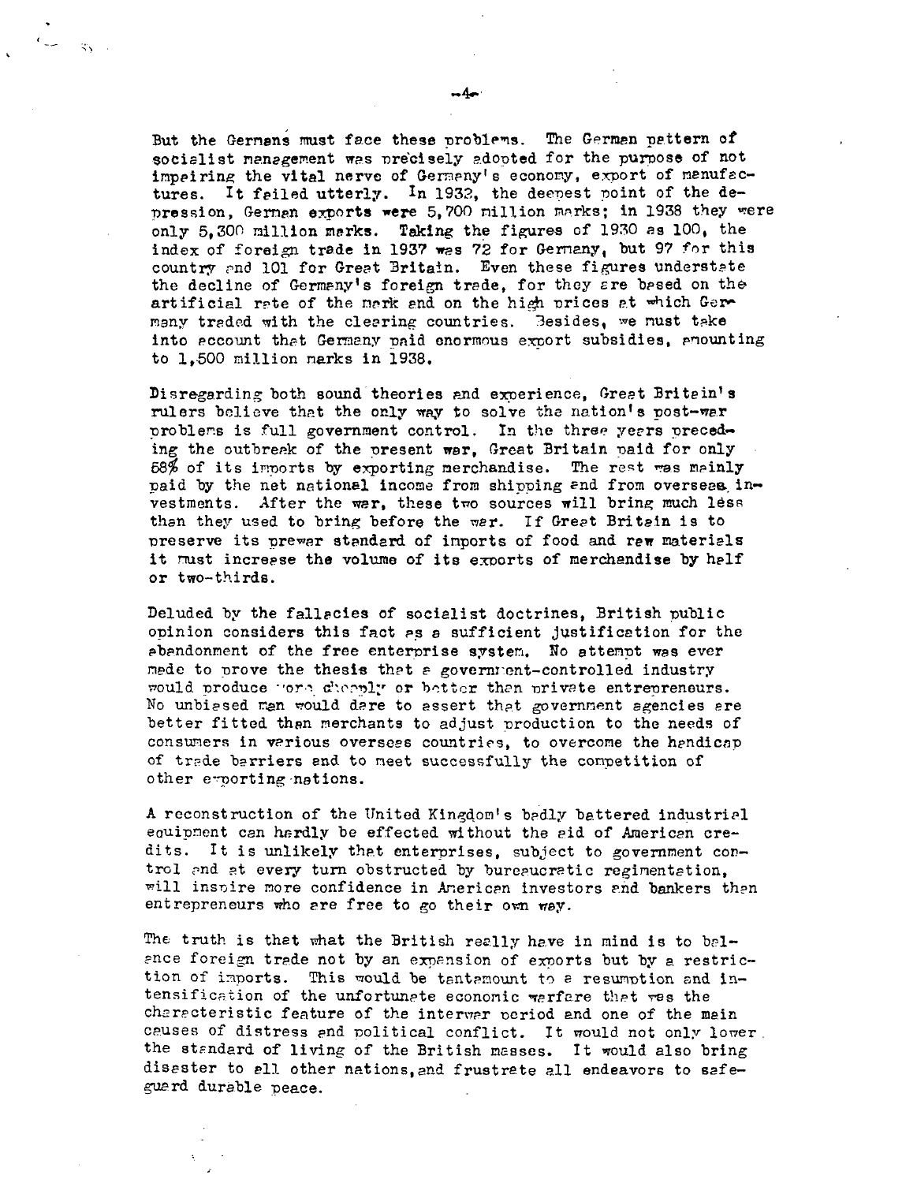But the Germans must face these problems. The German pattern of socialist management was precisely adopted for the purpose of not impairing the vital nerve of Germany's economy, export of manufactures. It failed utterly. In 1932, the deepest point of the depression, German exports were 5,700 million marks; in 1938 they were only 5,300 million marks. Taking the figures of 1930 as 100, the index of foreign trade in 1937 was 72 for Germany, but 97 for this country and 101 for Great Britain. Even these figures understate the decline of Germany's foreign trade, for they are based on the artificial rate of the mark and on the high prices at which Germany traded with the clearing countries. Besides, we must take into account that Germany paid enormous export subsidies, amounting to 1,500 million marks in 1938.

Disregarding both sound theories and experience, Great Britain's rulers believe that the only way to solve the nation's post-war problems is full government control. In the three years preceding the outbreak of the present war, Great Britain paid for only 58% of its imports by exporting merchandise. The rest was mainly paid by the net national income from shipping and from overseas investments. After the war, these two sources will bring much less than they used to bring before the war. If Great Britain is to preserve its prewar standard of imports of food and raw materials it must increase the volume of its exports of merchandise by half or two-thirds.

Deluded by the fallacies of socialist doctrines, British public opinion considers this fact as a sufficient justification for the abandonment of the free enterprise system. No attempt was ever made to prove the thesis that a government-controlled industry would produce more cheaply or better than private entrepreneurs. No unbiased man would dare to assert that government agencies are better fitted than merchants to adjust production to the needs of consumers in various overseas countries, to overcome the handicap of trade barriers and to meet successfully the competition of other exporting nations.

A reconstruction of the United Kingdom's badly battered industrial equipment can hardly be effected without the aid of American credits. It is unlikely that enterprises, subject to government control and at every turn obstructed by bureaucratic regimentation, will inspire more confidence in American investors and bankers than entrepreneurs who are free to go their own way.

The truth is that what the British really have in mind is to balance foreign trade not by an expansion of exports but by a restriction of imports. This would be tantamount to a resumption and intensification of the unfortunate economic warfare that was the characteristic feature of the interwar period and one of the main causes of distress and political conflict. It would not only lower the standard of living of the British masses. It would also bring disaster to all other nations, and frustrate all endeavors to safeguard durable peace.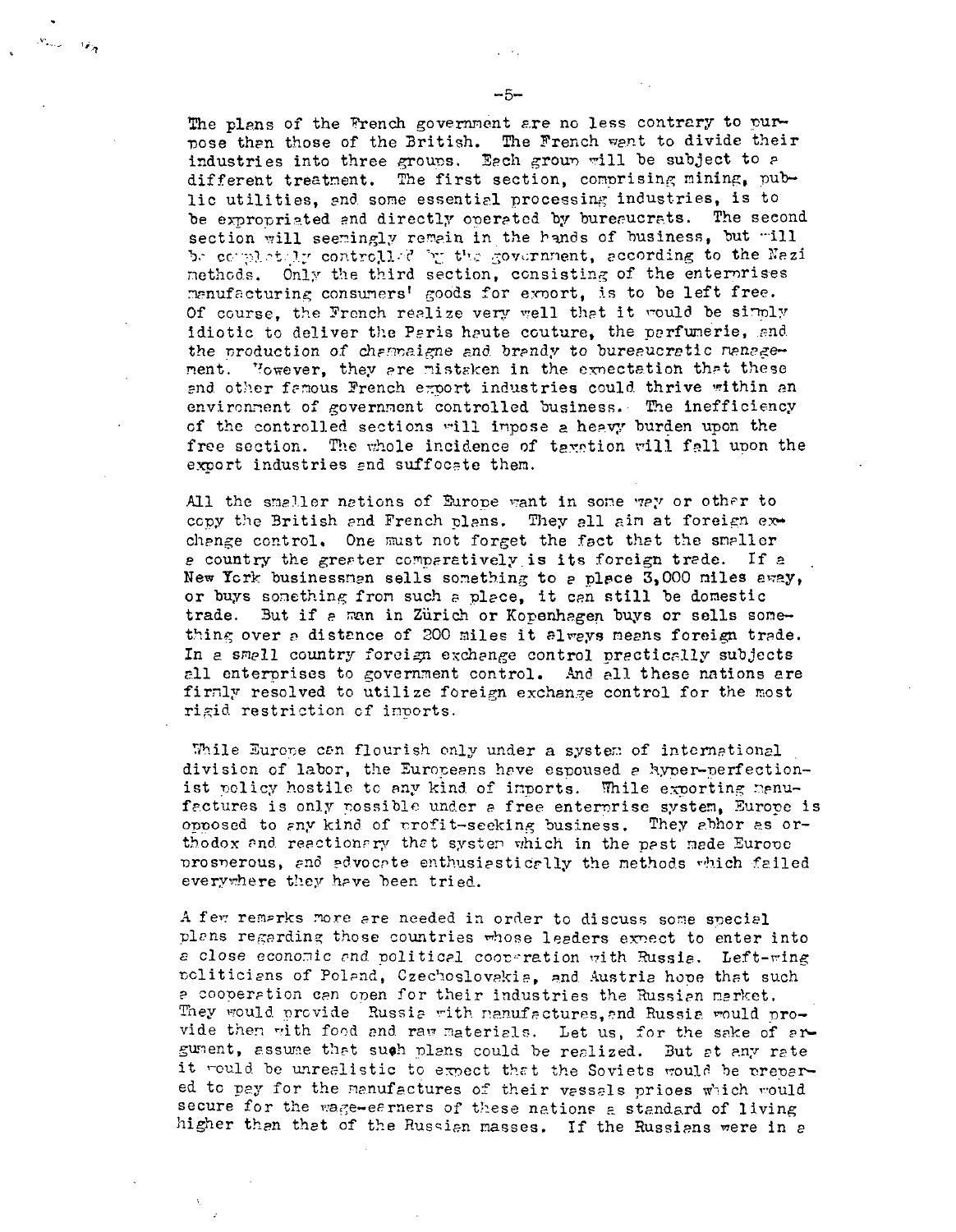The plans of the French government are no less contrary to purpose than those of the British. The French want to divide their industries into three groups. Each group will be subject to a different treatment. The first section, comprising mining, public utilities, and some essential processing industries, is to be expropriated and directly operated by bureaucrats. The second section will seemingly remain in the hands of business, but will be completely controlled by the government, according to the Nazi methods. Only the third section, consisting of the enterprises manufacturing consumers' goods for export, is to be left free. Of course, the French realize very well that it would be simply idiotic to deliver the Paris haute couture, the perfumerie, and the production of champaigne and brandy to bureaucratic management. However, they are mistaken in the expectation that these and other famous French export industries could thrive within an environment of government controlled business. The inefficiency of the controlled sections will impose a heavy burden upon the free section. The whole incidence of taxation will fall upon the export industries and suffocate them.

All the smaller nations of Europe want in some way or other to copy the British and French plans. They all aim at foreign exchange control. One must not forget the fact that the smaller a country the greater comparatively is its foreign trade. If a New York businessman sells something to a place 3,000 miles away, or buys something from such a place, it can still be domestic trade. But if a man in Zürich or Kopenhagen buys or sells something over a distance of 200 miles it always means foreign trade. In a small country foreign exchange control practically subjects all enterprises to government control. And all these nations are firmly resolved to utilize foreign exchange control for the most rigid restriction of imports.

While Europe can flourish only under a system of international division of labor, the Europeans have espoused a hyper-perfectionist policy hostile to any kind of imports. While exporting manufactures is only possible under a free enterprise system, Europe is opposed to any kind of profit-seeking business. They abhor as orthodox and reactionary that system which in the past made Europe prosperous, and advocate enthusiastically the methods which failed everywhere they have been tried.

A few remarks more are needed in order to discuss some special plans regarding those countries whose leaders expect to enter into a close economic and political cooperation with Russia. Left-wing politicians of Poland, Czechoslovakia, and Austria hope that such a cooperation can open for their industries the Russian market. They would provide Russia with manufactures, and Russia would provide them with food and raw materials. Let us, for the sake of argument, assume that such plans could be realized. But at any rate it would be unrealistic to expect that the Soviets would be prepared to pay for the manufactures of their vassals prices which would secure for the wage-earners of these nations a standard of living higher than that of the Russian masses. If the Russians were in a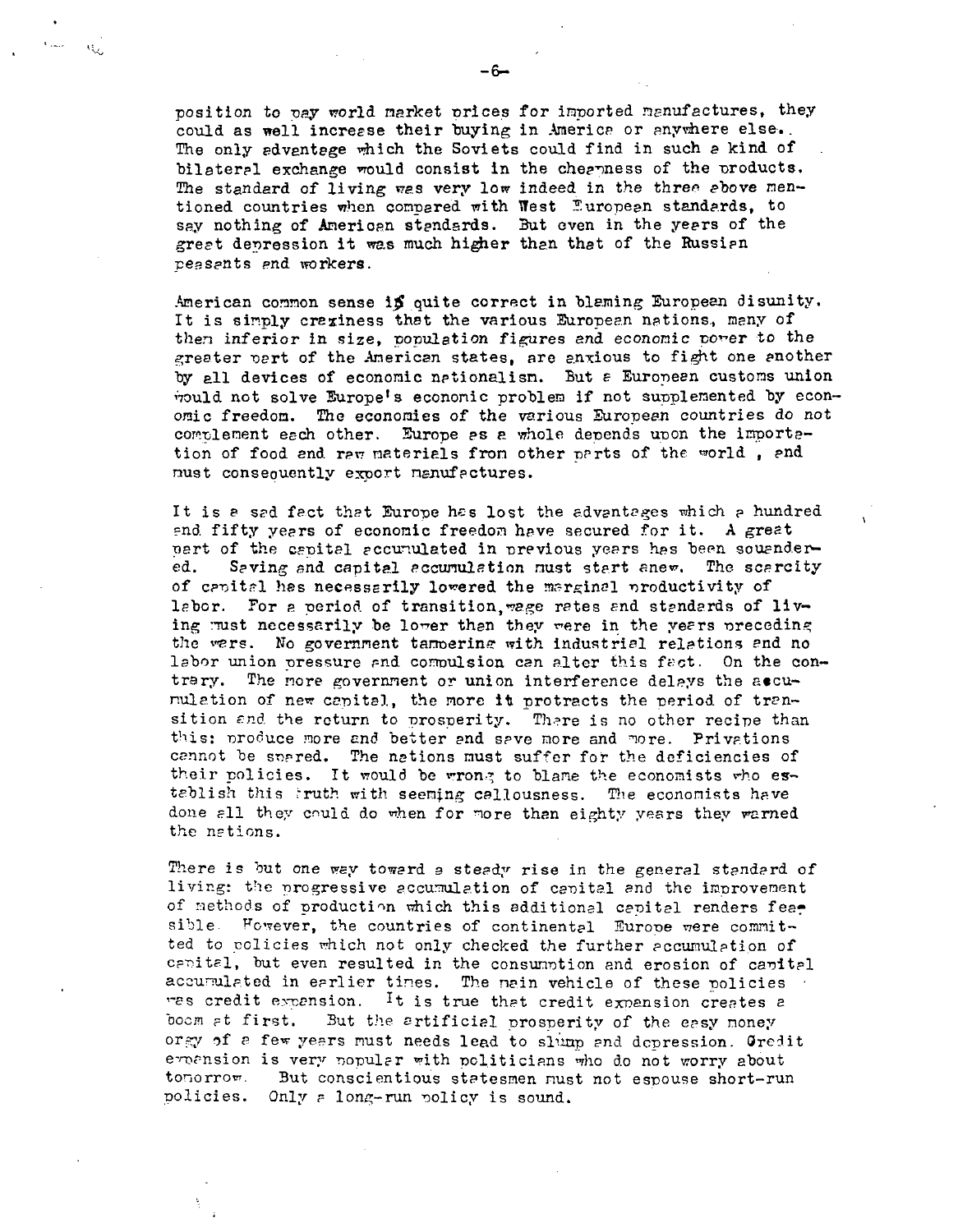position to pay world market prices for imported manufactures, they could as well increase their buying in America or anywhere else. The only advantage which the Soviets could find in such a kind of bilateral exchange would consist in the cheapness of the products. The standard of living was very low indeed in the three above mentioned countries when compared with West European standards, to say nothing of American standards. But even in the years of the great depression it was much higher than that of the Russian peasants and workers.

American common sense is quite correct in blaming European disunity. It is simply craziness that the various European nations, many of them inferior in size, population figures and economic power to the greater part of the American states, are anxious to fight one another by all devices of economic nationalism. But a European customs union would not solve Europe's economic problem if not supplemented by economic freedom. The economies of the various European countries do not complement each other. Europe as a whole depends upon the importation of food and raw materials from other parts of the world, and must consequently export manufactures.

It is a sad fact that Europe has lost the advantages which a hundred and fifty years of economic freedom have secured for it. A great part of the capital accumulated in previous years has been squandered. Saving and capital accumulation must start anew. The scarcity of capital has necessarily lowered the marginal productivity of labor. For a period of transition, wage rates and standards of living must necessarily be lower than they were in the years preceding the wars. No government tampering with industrial relations and no labor union pressure and compulsion can alter this fact. On the contrary. The more government or union interference delays the accumulation of new capital, the more it protracts the period of transition and the return to prosperity. There is no other recipe than this: produce more and better and save more and more. Privations cannot be spared. The nations must suffer for the deficiencies of their policies. It would be wrong to blame the economists who establish this truth with seeming callousness. The economists have done all they could do when for more than eighty years they warned the nations.

There is but one way toward a steady rise in the general standard of living: the progressive accumulation of capital and the improvement of methods of production which this additional capital renders feasible. However, the countries of continental Europe were committed to policies which not only checked the further accumulation of capital, but even resulted in the consumption and erosion of capital accumulated in earlier times. The main vehicle of these policies was credit expansion. It is true that credit expansion creates a boom at first. But the artificial prosperity of the easy money orgy of a few years must needs lead to slump and depression. Credit expansion is very popular with politicians who do not worry about tomorrow. But conscientious statesmen must not espouse short-run policies. Only a long-run policy is sound.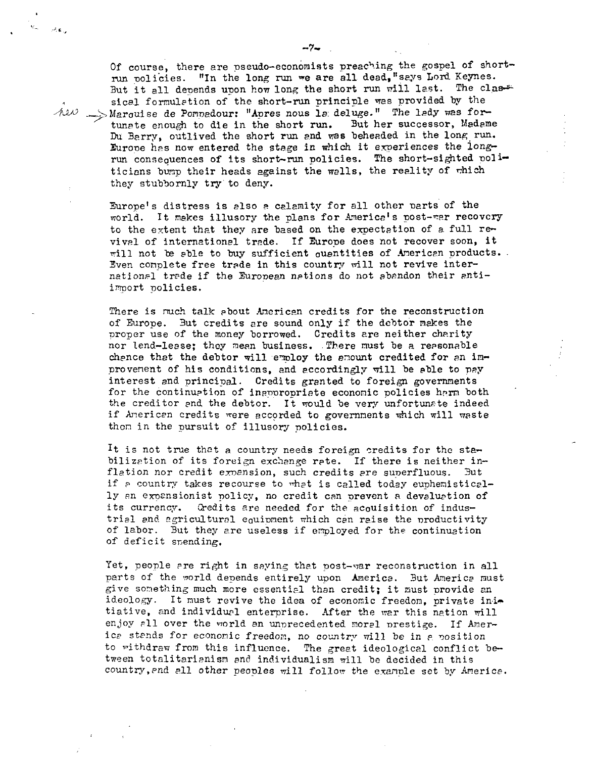Of course, there are pseudo-economists preaching the gospel of short-run policies. "In the long run we are all dead," says Lord Keynes. But it all depends upon how long the short run will last. The classical formulation of the short-run principle was provided by the Marquise de Pompadour: "Apres nous la deluge." The lady was fortunate enough to die in the short run. But her successor, Madame Du Barry, outlived the short run and was beheaded in the long run. Europe has now entered the stage in which it experiences the long-run consequences of its short-run policies. The short-sighted politicians bump their heads against the walls, the reality of which they stubbornly try to deny.

Europe's distress is also a calamity for all other parts of the world. It makes illusory the plans for America's post-war recovery to the extent that they are based on the expectation of a full revival of international trade. If Europe does not recover soon, it will not be able to buy sufficient quantities of American products. Even complete free trade in this country will not revive international trade if the European nations do not abandon their anti-import policies.

There is much talk about American credits for the reconstruction of Europe. But credits are sound only if the debtor makes the proper use of the money borrowed. Credits are neither charity nor lend-lease; they mean business. There must be a reasonable chance that the debtor will employ the amount credited for an improvement of his conditions, and accordingly will be able to pay interest and principal. Credits granted to foreign governments for the continuation of inappropriate economic policies harm both the creditor and the debtor. It would be very unfortunate indeed if American credits were accorded to governments which will waste them in the pursuit of illusory policies.

It is not true that a country needs foreign credits for the stabilization of its foreign exchange rate. If there is neither inflation nor credit expansion, such credits are superfluous. But if a country takes recourse to what is called today euphemistically an expansionist policy, no credit can prevent a devaluation of its currency. Credits are needed for the acquisition of industrial and agricultural equipment which can raise the productivity of labor. But they are useless if employed for the continuation of deficit spending.

Yet, people are right in saying that post-war reconstruction in all parts of the world depends entirely upon America. But America must give something much more essential than credit; it must provide an ideology. It must revive the idea of economic freedom, private initiative, and individual enterprise. After the war this nation will enjoy all over the world an unprecedented moral prestige. If America stands for economic freedom, no country will be in a position to withdraw from this influence. The great ideological conflict between totalitarianism and individualism will be decided in this country, and all other peoples will follow the example set by America.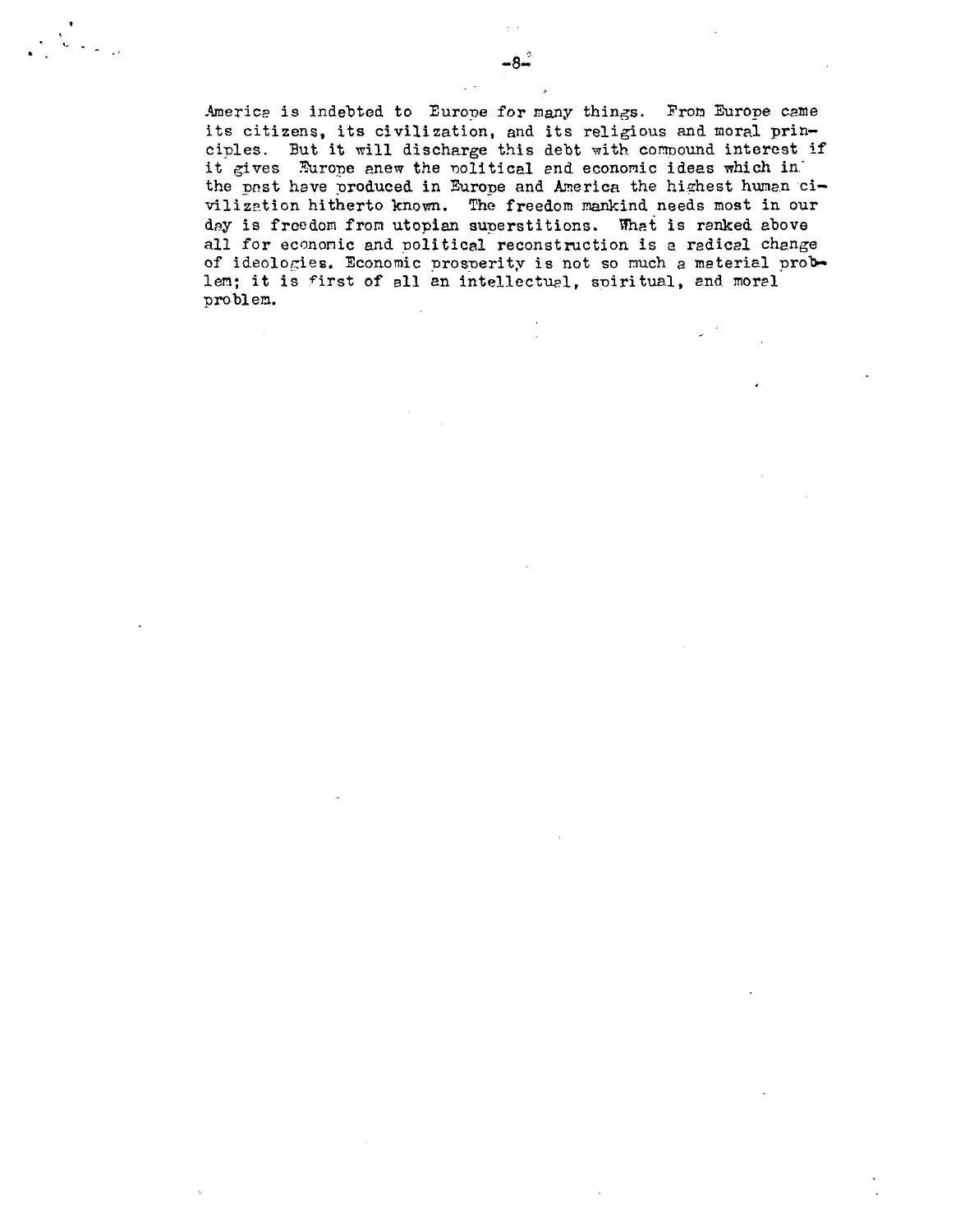America is indebted to Europe for many things. From Europe came its citizens, its civilization, and its religious and moral principles. But it will discharge this debt with compound interest if it gives Europe anew the political and economic ideas which in the past have produced in Europe and America the highest human civilization hitherto known. The freedom mankind needs most in our day is freedom from utopian superstitions. What is ranked above all for economic and political reconstruction is a radical change of ideologies. Economic prosperity is not so much a material problem; it is first of all an intellectual, spiritual, and moral problem.